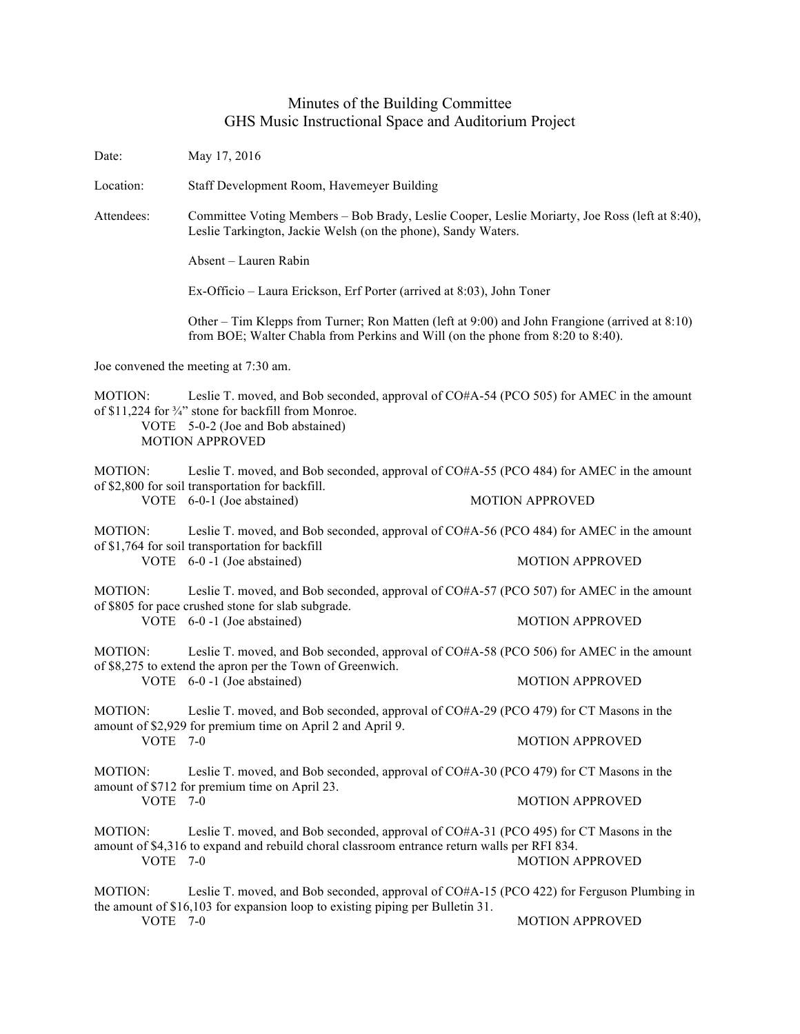# Minutes of the Building Committee
## GHS Music Instructional Space and Auditorium Project

Date: May 17, 2016

Location: Staff Development Room, Havemeyer Building

Attendees: Committee Voting Members – Bob Brady, Leslie Cooper, Leslie Moriarty, Joe Ross (left at 8:40), Leslie Tarkington, Jackie Welsh (on the phone), Sandy Waters.

Absent – Lauren Rabin

Ex-Officio – Laura Erickson, Erf Porter (arrived at 8:03), John Toner

Other – Tim Klepps from Turner; Ron Matten (left at 9:00) and John Frangione (arrived at 8:10) from BOE; Walter Chabla from Perkins and Will (on the phone from 8:20 to 8:40).

Joe convened the meeting at 7:30 am.

MOTION: Leslie T. moved, and Bob seconded, approval of CO#A-54 (PCO 505) for AMEC in the amount of $11,224 for ¾" stone for backfill from Monroe.
VOTE 5-0-2 (Joe and Bob abstained)
MOTION APPROVED

MOTION: Leslie T. moved, and Bob seconded, approval of CO#A-55 (PCO 484) for AMEC in the amount of $2,800 for soil transportation for backfill.
VOTE 6-0-1 (Joe abstained) MOTION APPROVED

MOTION: Leslie T. moved, and Bob seconded, approval of CO#A-56 (PCO 484) for AMEC in the amount of $1,764 for soil transportation for backfill
VOTE 6-0 -1 (Joe abstained) MOTION APPROVED

MOTION: Leslie T. moved, and Bob seconded, approval of CO#A-57 (PCO 507) for AMEC in the amount of $805 for pace crushed stone for slab subgrade.
VOTE 6-0 -1 (Joe abstained) MOTION APPROVED

MOTION: Leslie T. moved, and Bob seconded, approval of CO#A-58 (PCO 506) for AMEC in the amount of $8,275 to extend the apron per the Town of Greenwich.
VOTE 6-0 -1 (Joe abstained) MOTION APPROVED

MOTION: Leslie T. moved, and Bob seconded, approval of CO#A-29 (PCO 479) for CT Masons in the amount of $2,929 for premium time on April 2 and April 9.
VOTE 7-0 MOTION APPROVED

MOTION: Leslie T. moved, and Bob seconded, approval of CO#A-30 (PCO 479) for CT Masons in the amount of $712 for premium time on April 23.
VOTE 7-0 MOTION APPROVED

MOTION: Leslie T. moved, and Bob seconded, approval of CO#A-31 (PCO 495) for CT Masons in the amount of $4,316 to expand and rebuild choral classroom entrance return walls per RFI 834.
VOTE 7-0 MOTION APPROVED

MOTION: Leslie T. moved, and Bob seconded, approval of CO#A-15 (PCO 422) for Ferguson Plumbing in the amount of $16,103 for expansion loop to existing piping per Bulletin 31.
VOTE 7-0 MOTION APPROVED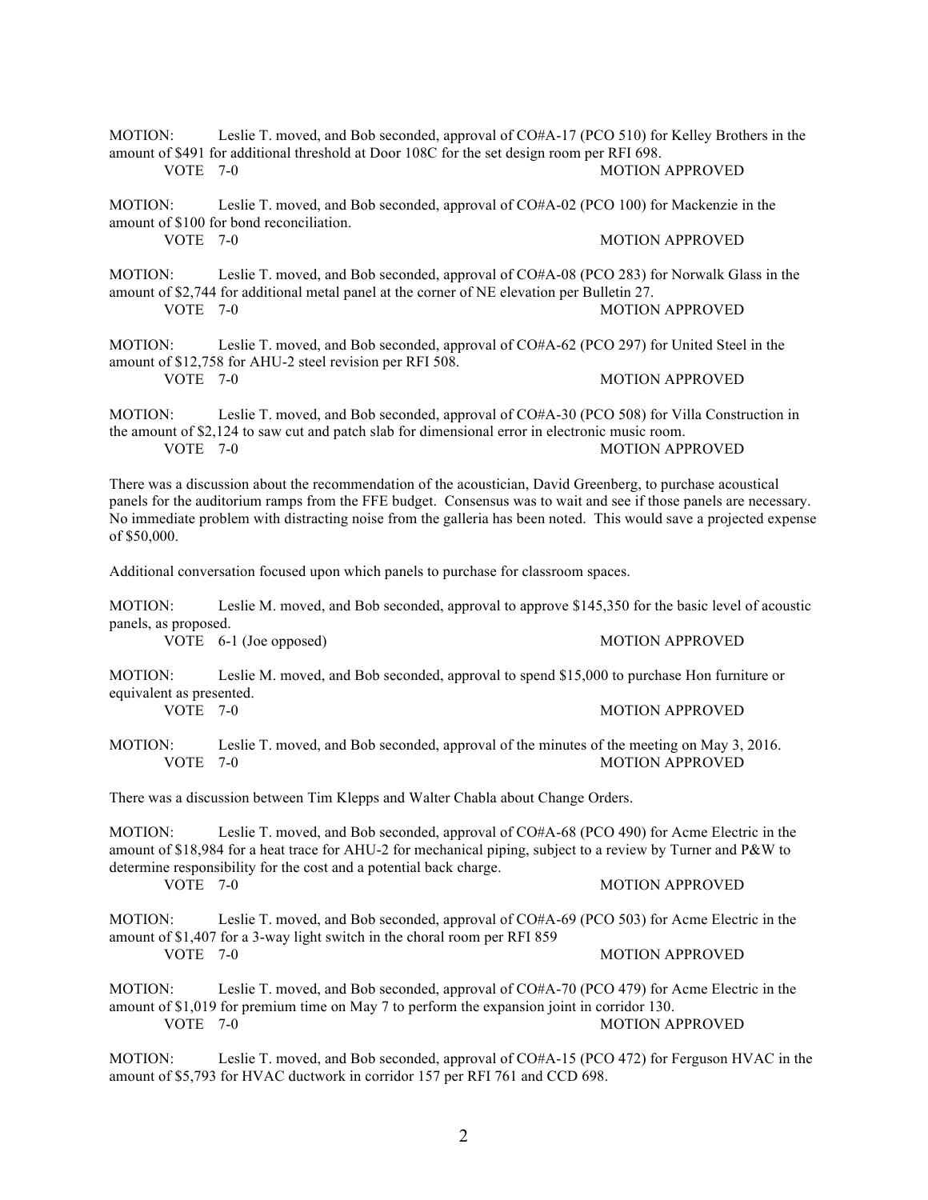MOTION: Leslie T. moved, and Bob seconded, approval of CO#A-17 (PCO 510) for Kelley Brothers in the amount of $491 for additional threshold at Door 108C for the set design room per RFI 698.

VOTE 7-0 MOTION APPROVED

MOTION: Leslie T. moved, and Bob seconded, approval of CO#A-02 (PCO 100) for Mackenzie in the amount of $100 for bond reconciliation.

VOTE 7-0 MOTION APPROVED

MOTION: Leslie T. moved, and Bob seconded, approval of CO#A-08 (PCO 283) for Norwalk Glass in the amount of $2,744 for additional metal panel at the corner of NE elevation per Bulletin 27.

VOTE 7-0 MOTION APPROVED

MOTION: Leslie T. moved, and Bob seconded, approval of CO#A-62 (PCO 297) for United Steel in the amount of $12,758 for AHU-2 steel revision per RFI 508.

VOTE 7-0 MOTION APPROVED

MOTION: Leslie T. moved, and Bob seconded, approval of CO#A-30 (PCO 508) for Villa Construction in the amount of $2,124 to saw cut and patch slab for dimensional error in electronic music room.

VOTE 7-0 MOTION APPROVED

There was a discussion about the recommendation of the acoustician, David Greenberg, to purchase acoustical panels for the auditorium ramps from the FFE budget. Consensus was to wait and see if those panels are necessary. No immediate problem with distracting noise from the galleria has been noted. This would save a projected expense of $50,000.

Additional conversation focused upon which panels to purchase for classroom spaces.

MOTION: Leslie M. moved, and Bob seconded, approval to approve $145,350 for the basic level of acoustic panels, as proposed.

VOTE 6-1 (Joe opposed) MOTION APPROVED

MOTION: Leslie M. moved, and Bob seconded, approval to spend $15,000 to purchase Hon furniture or equivalent as presented.

VOTE 7-0 MOTION APPROVED

MOTION: Leslie T. moved, and Bob seconded, approval of the minutes of the meeting on May 3, 2016.

VOTE 7-0 MOTION APPROVED

There was a discussion between Tim Klepps and Walter Chabla about Change Orders.

MOTION: Leslie T. moved, and Bob seconded, approval of CO#A-68 (PCO 490) for Acme Electric in the amount of $18,984 for a heat trace for AHU-2 for mechanical piping, subject to a review by Turner and P&W to determine responsibility for the cost and a potential back charge.

VOTE 7-0 MOTION APPROVED

MOTION: Leslie T. moved, and Bob seconded, approval of CO#A-69 (PCO 503) for Acme Electric in the amount of $1,407 for a 3-way light switch in the choral room per RFI 859

VOTE 7-0 MOTION APPROVED

MOTION: Leslie T. moved, and Bob seconded, approval of CO#A-70 (PCO 479) for Acme Electric in the amount of $1,019 for premium time on May 7 to perform the expansion joint in corridor 130.

VOTE 7-0 MOTION APPROVED

MOTION: Leslie T. moved, and Bob seconded, approval of CO#A-15 (PCO 472) for Ferguson HVAC in the amount of $5,793 for HVAC ductwork in corridor 157 per RFI 761 and CCD 698.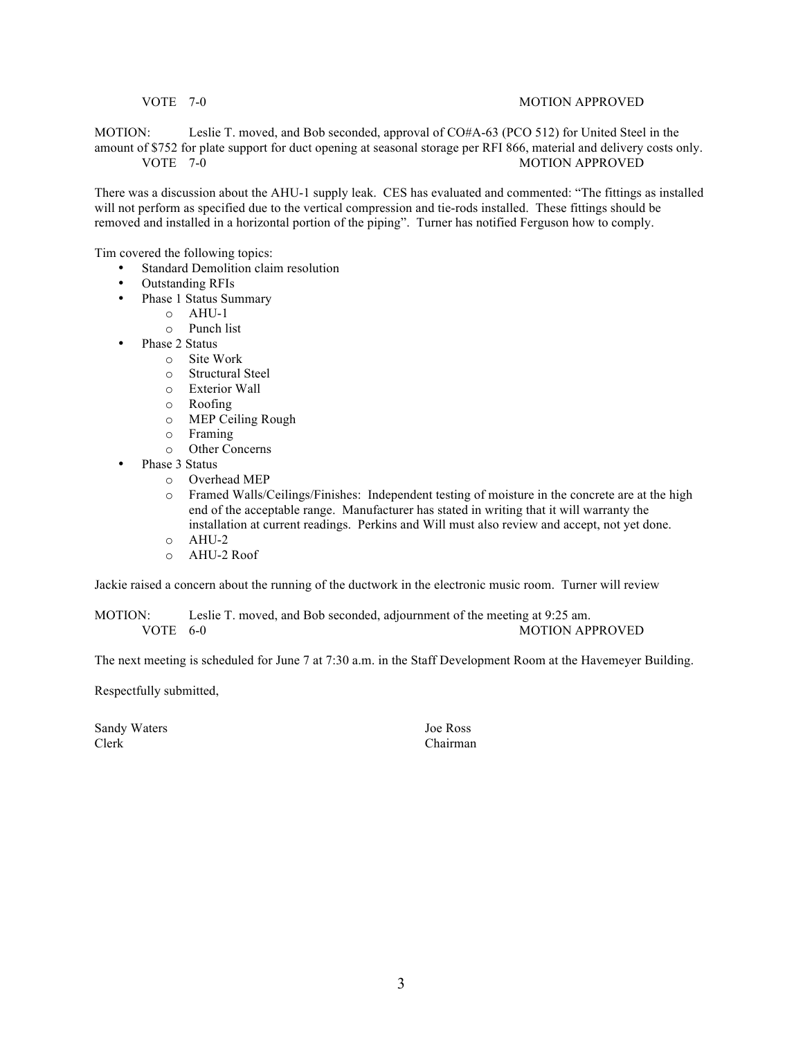VOTE 7-0 MOTION APPROVED

MOTION: Leslie T. moved, and Bob seconded, approval of CO#A-63 (PCO 512) for United Steel in the amount of $752 for plate support for duct opening at seasonal storage per RFI 866, material and delivery costs only.
VOTE 7-0 MOTION APPROVED

There was a discussion about the AHU-1 supply leak. CES has evaluated and commented: "The fittings as installed will not perform as specified due to the vertical compression and tie-rods installed. These fittings should be removed and installed in a horizontal portion of the piping". Turner has notified Ferguson how to comply.

Tim covered the following topics:

- Standard Demolition claim resolution
- Outstanding RFIs
- Phase 1 Status Summary
  - AHU-1
  - Punch list
- Phase 2 Status
  - Site Work
  - Structural Steel
  - Exterior Wall
  - Roofing
  - MEP Ceiling Rough
  - Framing
  - Other Concerns
- Phase 3 Status
  - Overhead MEP
  - Framed Walls/Ceilings/Finishes: Independent testing of moisture in the concrete are at the high end of the acceptable range. Manufacturer has stated in writing that it will warranty the installation at current readings. Perkins and Will must also review and accept, not yet done.
  - AHU-2
  - AHU-2 Roof

Jackie raised a concern about the running of the ductwork in the electronic music room. Turner will review

MOTION: Leslie T. moved, and Bob seconded, adjournment of the meeting at 9:25 am.
VOTE 6-0 MOTION APPROVED

The next meeting is scheduled for June 7 at 7:30 a.m. in the Staff Development Room at the Havemeyer Building.

Respectfully submitted,

Sandy Waters
Clerk

Joe Ross
Chairman